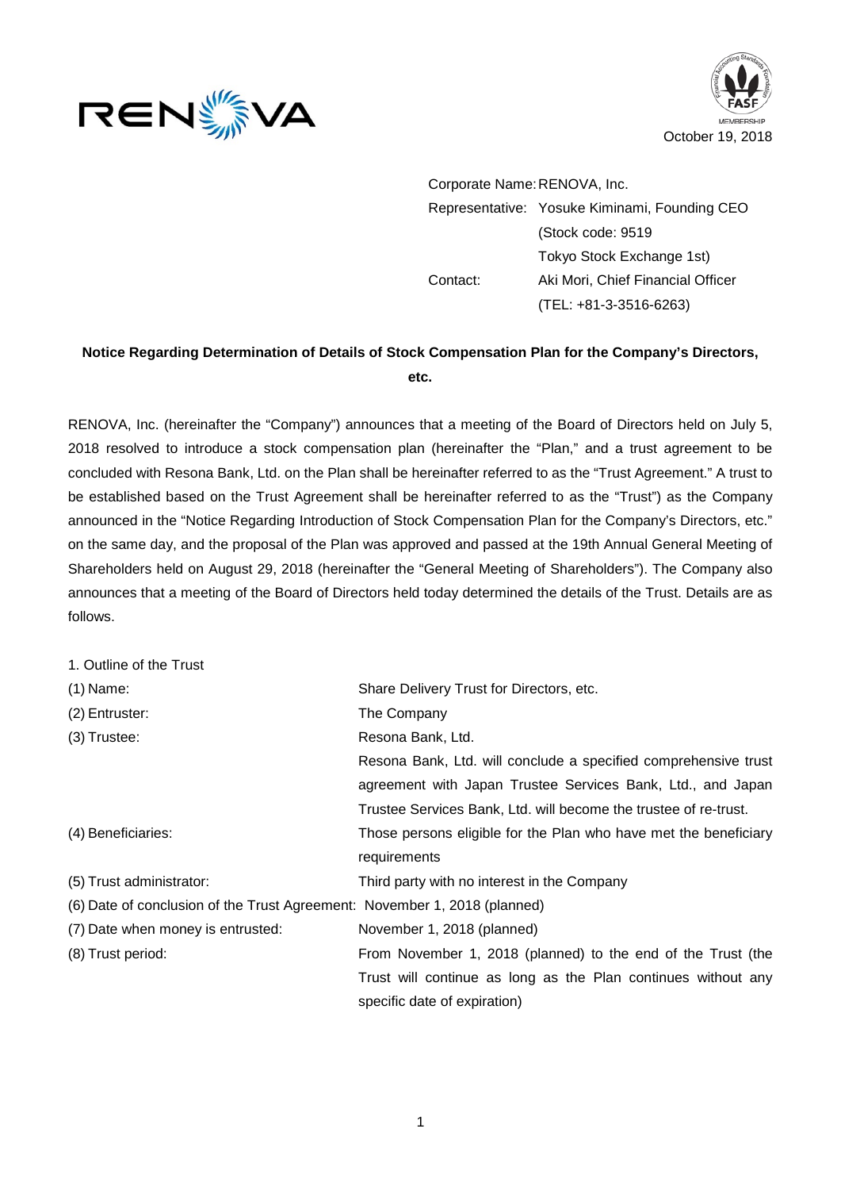October 19, 2018

Corporate Name: RENOVA, Inc.
Representative: Yosuke Kiminami, Founding CEO
(Stock code: 9519
Tokyo Stock Exchange 1st)
Contact: Aki Mori, Chief Financial Officer
(TEL: +81-3-3516-6263)

**Notice Regarding Determination of Details of Stock Compensation Plan for the Company's Directors, etc.**

RENOVA, Inc. (hereinafter the "Company") announces that a meeting of the Board of Directors held on July 5, 2018 resolved to introduce a stock compensation plan (hereinafter the "Plan," and a trust agreement to be concluded with Resona Bank, Ltd. on the Plan shall be hereinafter referred to as the "Trust Agreement." A trust to be established based on the Trust Agreement shall be hereinafter referred to as the "Trust") as the Company announced in the "Notice Regarding Introduction of Stock Compensation Plan for the Company's Directors, etc." on the same day, and the proposal of the Plan was approved and passed at the 19th Annual General Meeting of Shareholders held on August 29, 2018 (hereinafter the "General Meeting of Shareholders"). The Company also announces that a meeting of the Board of Directors held today determined the details of the Trust. Details are as follows.

1. Outline of the Trust

(1) Name: Share Delivery Trust for Directors, etc.

(2) Entruster: The Company

(3) Trustee: Resona Bank, Ltd.
Resona Bank, Ltd. will conclude a specified comprehensive trust agreement with Japan Trustee Services Bank, Ltd., and Japan Trustee Services Bank, Ltd. will become the trustee of re-trust.

(4) Beneficiaries: Those persons eligible for the Plan who have met the beneficiary requirements

(5) Trust administrator: Third party with no interest in the Company

(6) Date of conclusion of the Trust Agreement: November 1, 2018 (planned)

(7) Date when money is entrusted: November 1, 2018 (planned)

(8) Trust period: From November 1, 2018 (planned) to the end of the Trust (the Trust will continue as long as the Plan continues without any specific date of expiration)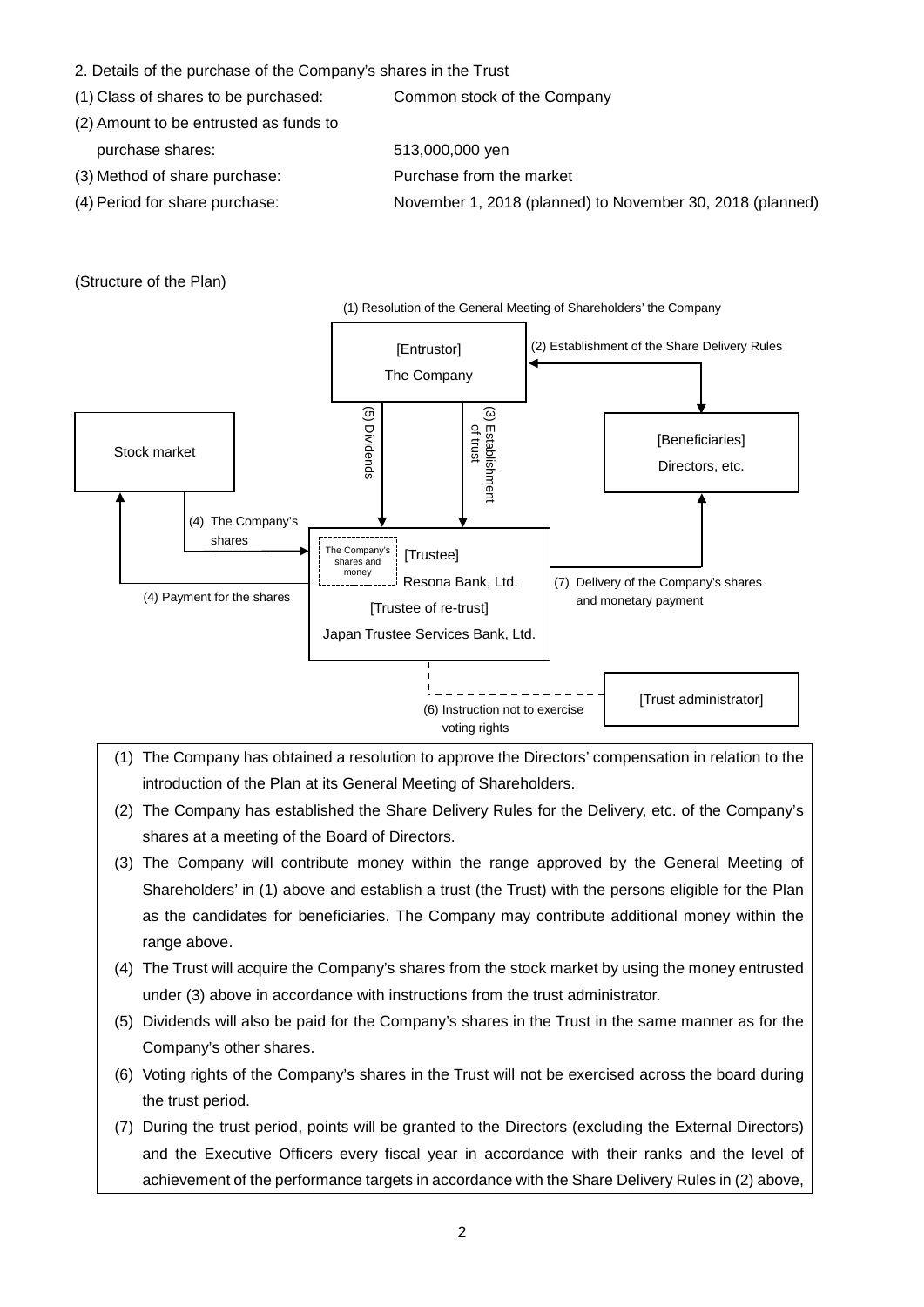2. Details of the purchase of the Company's shares in the Trust

| | |
|---|---|
| (1) Class of shares to be purchased: | Common stock of the Company |
| (2) Amount to be entrusted as funds to purchase shares: | 513,000,000 yen |
| (3) Method of share purchase: | Purchase from the market |
| (4) Period for share purchase: | November 1, 2018 (planned) to November 30, 2018 (planned) |

(Structure of the Plan)

(1) Resolution of the General Meeting of Shareholders' the Company

[Entrustor] The Company

(2) Establishment of the Share Delivery Rules

[Beneficiaries] Directors, etc.

Stock market

(3) Establishment of trust

(4) The Company's shares

(4) Payment for the shares

(5) Dividends

[Trustee] Resona Bank, Ltd.

[Trustee of re-trust] Japan Trustee Services Bank, Ltd.

The Company's shares and money

(6) Instruction not to exercise voting rights

[Trust administrator]

(7) Delivery of the Company's shares and monetary payment

(1) The Company has obtained a resolution to approve the Directors' compensation in relation to the introduction of the Plan at its General Meeting of Shareholders.

(2) The Company has established the Share Delivery Rules for the Delivery, etc. of the Company's shares at a meeting of the Board of Directors.

(3) The Company will contribute money within the range approved by the General Meeting of Shareholders' in (1) above and establish a trust (the Trust) with the persons eligible for the Plan as the candidates for beneficiaries. The Company may contribute additional money within the range above.

(4) The Trust will acquire the Company's shares from the stock market by using the money entrusted under (3) above in accordance with instructions from the trust administrator.

(5) Dividends will also be paid for the Company's shares in the Trust in the same manner as for the Company's other shares.

(6) Voting rights of the Company's shares in the Trust will not be exercised across the board during the trust period.

(7) During the trust period, points will be granted to the Directors (excluding the External Directors) and the Executive Officers every fiscal year in accordance with their ranks and the level of achievement of the performance targets in accordance with the Share Delivery Rules in (2) above,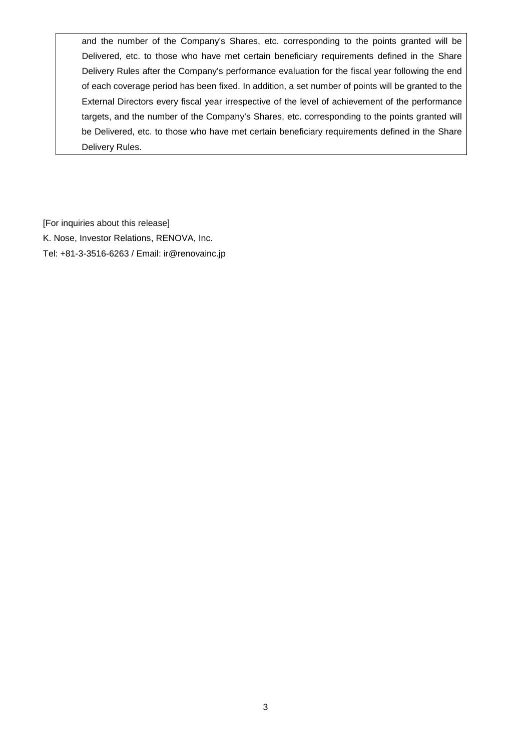and the number of the Company's Shares, etc. corresponding to the points granted will be Delivered, etc. to those who have met certain beneficiary requirements defined in the Share Delivery Rules after the Company's performance evaluation for the fiscal year following the end of each coverage period has been fixed. In addition, a set number of points will be granted to the External Directors every fiscal year irrespective of the level of achievement of the performance targets, and the number of the Company's Shares, etc. corresponding to the points granted will be Delivered, etc. to those who have met certain beneficiary requirements defined in the Share Delivery Rules.

[For inquiries about this release]

K. Nose, Investor Relations, RENOVA, Inc.

Tel: +81-3-3516-6263 / Email: ir@renovainc.jp